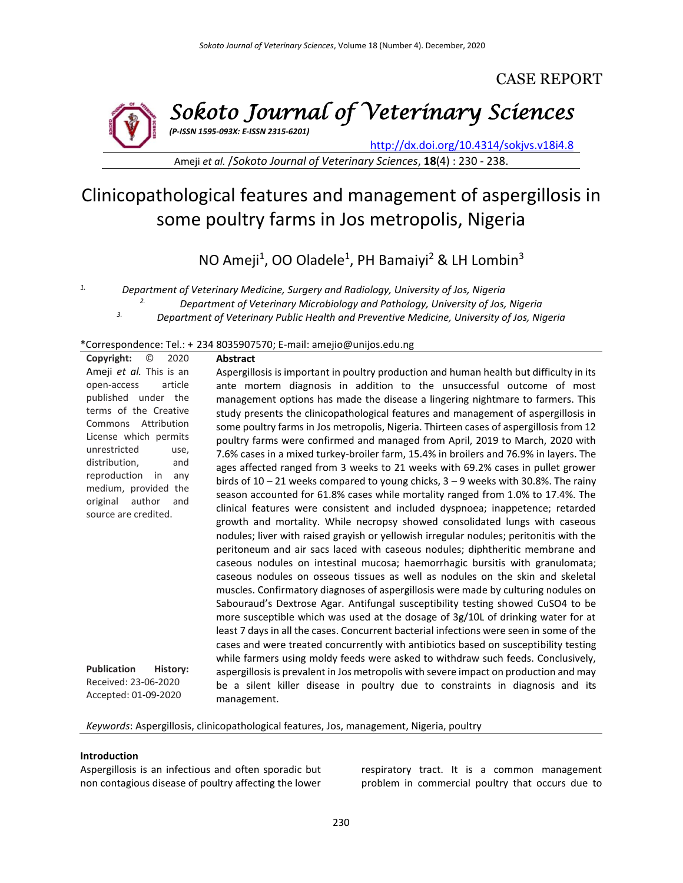CASE REPORT

**Sokoto Journal of Veterinary Sciences**

*(P-ISSN 1595-093X: E-ISSN 2315-6201)*

http://dx.doi.org/10.4314/sokjvs.v18i4.8

Ameji *et al.* /*Sokoto Journal of Veterinary Sciences*, **18**(4) : 230 - 238.

# Clinicopathological features and management of aspergillosis in some poultry farms in Jos metropolis, Nigeria

NO Ameji[1], OO Oladele[1], PH Bamaiyi[2] & LH Lombin[3]

[1.] *Department of Veterinary Medicine, Surgery and Radiology, University of Jos, Nigeria*

[2.] *Department of Veterinary Microbiology and Pathology, University of Jos, Nigeria*

[3.] *Department of Veterinary Public Health and Preventive Medicine, University of Jos, Nigeria*

*Correspondence: Tel.: + 234 8035907570; E-mail: amejio@unijos.edu.ng

**Copyright:** © 2020 Ameji *et al.* This is an open-access article published under the terms of the Creative Commons Attribution License which permits unrestricted use, distribution, and reproduction in any medium, provided the original author and source are credited.

**Publication History:**
Received: 23-06-2020
Accepted: 01-09-2020

**Abstract**

Aspergillosis is important in poultry production and human health but difficulty in its ante mortem diagnosis in addition to the unsuccessful outcome of most management options has made the disease a lingering nightmare to farmers. This study presents the clinicopathological features and management of aspergillosis in some poultry farms in Jos metropolis, Nigeria. Thirteen cases of aspergillosis from 12 poultry farms were confirmed and managed from April, 2019 to March, 2020 with 7.6% cases in a mixed turkey-broiler farm, 15.4% in broilers and 76.9% in layers. The ages affected ranged from 3 weeks to 21 weeks with 69.2% cases in pullet grower birds of 10 – 21 weeks compared to young chicks, 3 – 9 weeks with 30.8%. The rainy season accounted for 61.8% cases while mortality ranged from 1.0% to 17.4%. The clinical features were consistent and included dyspnoea; inappetence; retarded growth and mortality. While necropsy showed consolidated lungs with caseous nodules; liver with raised grayish or yellowish irregular nodules; peritonitis with the peritoneum and air sacs laced with caseous nodules; diphtheritic membrane and caseous nodules on intestinal mucosa; haemorrhagic bursitis with granulomata; caseous nodules on osseous tissues as well as nodules on the skin and skeletal muscles. Confirmatory diagnoses of aspergillosis were made by culturing nodules on Sabouraud's Dextrose Agar. Antifungal susceptibility testing showed $CuSO_4$ to be more susceptible which was used at the dosage of 3g/10L of drinking water for at least 7 days in all the cases. Concurrent bacterial infections were seen in some of the cases and were treated concurrently with antibiotics based on susceptibility testing while farmers using moldy feeds were asked to withdraw such feeds. Conclusively, aspergillosis is prevalent in Jos metropolis with severe impact on production and may be a silent killer disease in poultry due to constraints in diagnosis and its management.

*Keywords*: Aspergillosis, clinicopathological features, Jos, management, Nigeria, poultry

**Introduction**

Aspergillosis is an infectious and often sporadic but non contagious disease of poultry affecting the lower respiratory tract. It is a common management problem in commercial poultry that occurs due to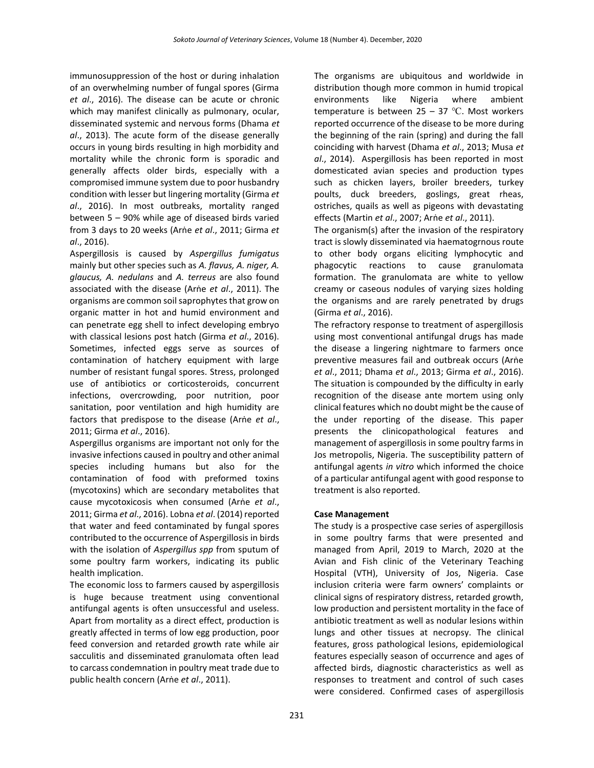immunosuppression of the host or during inhalation of an overwhelming number of fungal spores (Girma *et al*., 2016). The disease can be acute or chronic which may manifest clinically as pulmonary, ocular, disseminated systemic and nervous forms (Dhama *et al*., 2013). The acute form of the disease generally occurs in young birds resulting in high morbidity and mortality while the chronic form is sporadic and generally affects older birds, especially with a compromised immune system due to poor husbandry condition with lesser but lingering mortality (Girma *et al*., 2016). In most outbreaks, mortality ranged between 5 – 90% while age of diseased birds varied from 3 days to 20 weeks (Arṅe *et al*., 2011; Girma *et al*., 2016).

Aspergillosis is caused by *Aspergillus fumigatus* mainly but other species such as *A. flavus, A. niger, A. glaucus, A. nedulans* and *A. terreus* are also found associated with the disease (Arṅe *et al*., 2011). The organisms are common soil saprophytes that grow on organic matter in hot and humid environment and can penetrate egg shell to infect developing embryo with classical lesions post hatch (Girma *et al*., 2016). Sometimes, infected eggs serve as sources of contamination of hatchery equipment with large number of resistant fungal spores. Stress, prolonged use of antibiotics or corticosteroids, concurrent infections, overcrowding, poor nutrition, poor sanitation, poor ventilation and high humidity are factors that predispose to the disease (Arṅe *et al*., 2011; Girma *et al*., 2016).

Aspergillus organisms are important not only for the invasive infections caused in poultry and other animal species including humans but also for the contamination of food with preformed toxins (mycotoxins) which are secondary metabolites that cause mycotoxicosis when consumed (Arṅe *et al*., 2011; Girma *et al*., 2016). Lobna *et al*. (2014) reported that water and feed contaminated by fungal spores contributed to the occurrence of Aspergillosis in birds with the isolation of *Aspergillus spp* from sputum of some poultry farm workers, indicating its public health implication.

The economic loss to farmers caused by aspergillosis is huge because treatment using conventional antifungal agents is often unsuccessful and useless. Apart from mortality as a direct effect, production is greatly affected in terms of low egg production, poor feed conversion and retarded growth rate while air sacculitis and disseminated granulomata often lead to carcass condemnation in poultry meat trade due to public health concern (Arṅe *et al*., 2011).

The organisms are ubiquitous and worldwide in distribution though more common in humid tropical environments like Nigeria where ambient temperature is between 25 – 37 ℃. Most workers reported occurrence of the disease to be more during the beginning of the rain (spring) and during the fall coinciding with harvest (Dhama *et al*., 2013; Musa *et al*., 2014). Aspergillosis has been reported in most domesticated avian species and production types such as chicken layers, broiler breeders, turkey poults, duck breeders, goslings, great rheas, ostriches, quails as well as pigeons with devastating effects (Martin *et al*., 2007; Arṅe *et al*., 2011).

The organism(s) after the invasion of the respiratory tract is slowly disseminated via haematogrnous route to other body organs eliciting lymphocytic and phagocytic reactions to cause granulomata formation. The granulomata are white to yellow creamy or caseous nodules of varying sizes holding the organisms and are rarely penetrated by drugs (Girma *et al*., 2016).

The refractory response to treatment of aspergillosis using most conventional antifungal drugs has made the disease a lingering nightmare to farmers once preventive measures fail and outbreak occurs (Arṅe *et al*., 2011; Dhama *et al*., 2013; Girma *et al*., 2016). The situation is compounded by the difficulty in early recognition of the disease ante mortem using only clinical features which no doubt might be the cause of the under reporting of the disease. This paper presents the clinicopathological features and management of aspergillosis in some poultry farms in Jos metropolis, Nigeria. The susceptibility pattern of antifungal agents *in vitro* which informed the choice of a particular antifungal agent with good response to treatment is also reported.

**Case Management**

The study is a prospective case series of aspergillosis in some poultry farms that were presented and managed from April, 2019 to March, 2020 at the Avian and Fish clinic of the Veterinary Teaching Hospital (VTH), University of Jos, Nigeria. Case inclusion criteria were farm owners' complaints or clinical signs of respiratory distress, retarded growth, low production and persistent mortality in the face of antibiotic treatment as well as nodular lesions within lungs and other tissues at necropsy. The clinical features, gross pathological lesions, epidemiological features especially season of occurrence and ages of affected birds, diagnostic characteristics as well as responses to treatment and control of such cases were considered. Confirmed cases of aspergillosis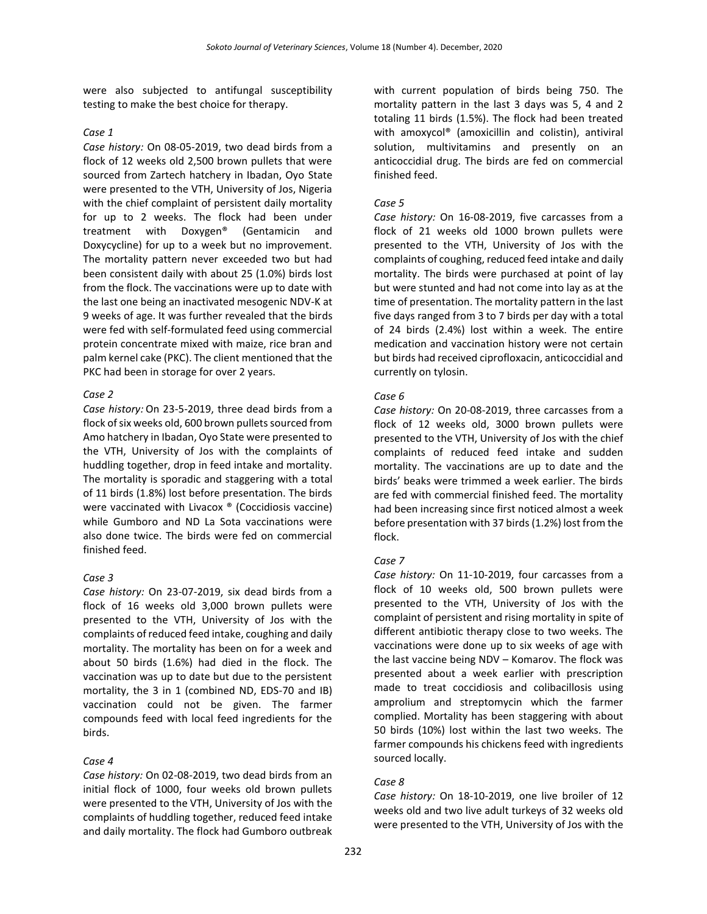were also subjected to antifungal susceptibility testing to make the best choice for therapy.

*Case 1*

*Case history:* On 08-05-2019, two dead birds from a flock of 12 weeks old 2,500 brown pullets that were sourced from Zartech hatchery in Ibadan, Oyo State were presented to the VTH, University of Jos, Nigeria with the chief complaint of persistent daily mortality for up to 2 weeks. The flock had been under treatment with Doxygen® (Gentamicin and Doxycycline) for up to a week but no improvement. The mortality pattern never exceeded two but had been consistent daily with about 25 (1.0%) birds lost from the flock. The vaccinations were up to date with the last one being an inactivated mesogenic NDV-K at 9 weeks of age. It was further revealed that the birds were fed with self-formulated feed using commercial protein concentrate mixed with maize, rice bran and palm kernel cake (PKC). The client mentioned that the PKC had been in storage for over 2 years.

*Case 2*

*Case history:* On 23-5-2019, three dead birds from a flock of six weeks old, 600 brown pullets sourced from Amo hatchery in Ibadan, Oyo State were presented to the VTH, University of Jos with the complaints of huddling together, drop in feed intake and mortality. The mortality is sporadic and staggering with a total of 11 birds (1.8%) lost before presentation. The birds were vaccinated with Livacox ® (Coccidiosis vaccine) while Gumboro and ND La Sota vaccinations were also done twice. The birds were fed on commercial finished feed.

*Case 3*

*Case history:* On 23-07-2019, six dead birds from a flock of 16 weeks old 3,000 brown pullets were presented to the VTH, University of Jos with the complaints of reduced feed intake, coughing and daily mortality. The mortality has been on for a week and about 50 birds (1.6%) had died in the flock. The vaccination was up to date but due to the persistent mortality, the 3 in 1 (combined ND, EDS-70 and IB) vaccination could not be given. The farmer compounds feed with local feed ingredients for the birds.

*Case 4*

*Case history:* On 02-08-2019, two dead birds from an initial flock of 1000, four weeks old brown pullets were presented to the VTH, University of Jos with the complaints of huddling together, reduced feed intake and daily mortality. The flock had Gumboro outbreak with current population of birds being 750. The mortality pattern in the last 3 days was 5, 4 and 2 totaling 11 birds (1.5%). The flock had been treated with amoxycol® (amoxicillin and colistin), antiviral solution, multivitamins and presently on an anticoccidial drug. The birds are fed on commercial finished feed.

*Case 5*

*Case history:* On 16-08-2019, five carcasses from a flock of 21 weeks old 1000 brown pullets were presented to the VTH, University of Jos with the complaints of coughing, reduced feed intake and daily mortality. The birds were purchased at point of lay but were stunted and had not come into lay as at the time of presentation. The mortality pattern in the last five days ranged from 3 to 7 birds per day with a total of 24 birds (2.4%) lost within a week. The entire medication and vaccination history were not certain but birds had received ciprofloxacin, anticoccidial and currently on tylosin.

*Case 6*

*Case history:* On 20-08-2019, three carcasses from a flock of 12 weeks old, 3000 brown pullets were presented to the VTH, University of Jos with the chief complaints of reduced feed intake and sudden mortality. The vaccinations are up to date and the birds' beaks were trimmed a week earlier. The birds are fed with commercial finished feed. The mortality had been increasing since first noticed almost a week before presentation with 37 birds (1.2%) lost from the flock.

*Case 7*

*Case history:* On 11-10-2019, four carcasses from a flock of 10 weeks old, 500 brown pullets were presented to the VTH, University of Jos with the complaint of persistent and rising mortality in spite of different antibiotic therapy close to two weeks. The vaccinations were done up to six weeks of age with the last vaccine being NDV – Komarov. The flock was presented about a week earlier with prescription made to treat coccidiosis and colibacillosis using amprolium and streptomycin which the farmer complied. Mortality has been staggering with about 50 birds (10%) lost within the last two weeks. The farmer compounds his chickens feed with ingredients sourced locally.

*Case 8*

*Case history:* On 18-10-2019, one live broiler of 12 weeks old and two live adult turkeys of 32 weeks old were presented to the VTH, University of Jos with the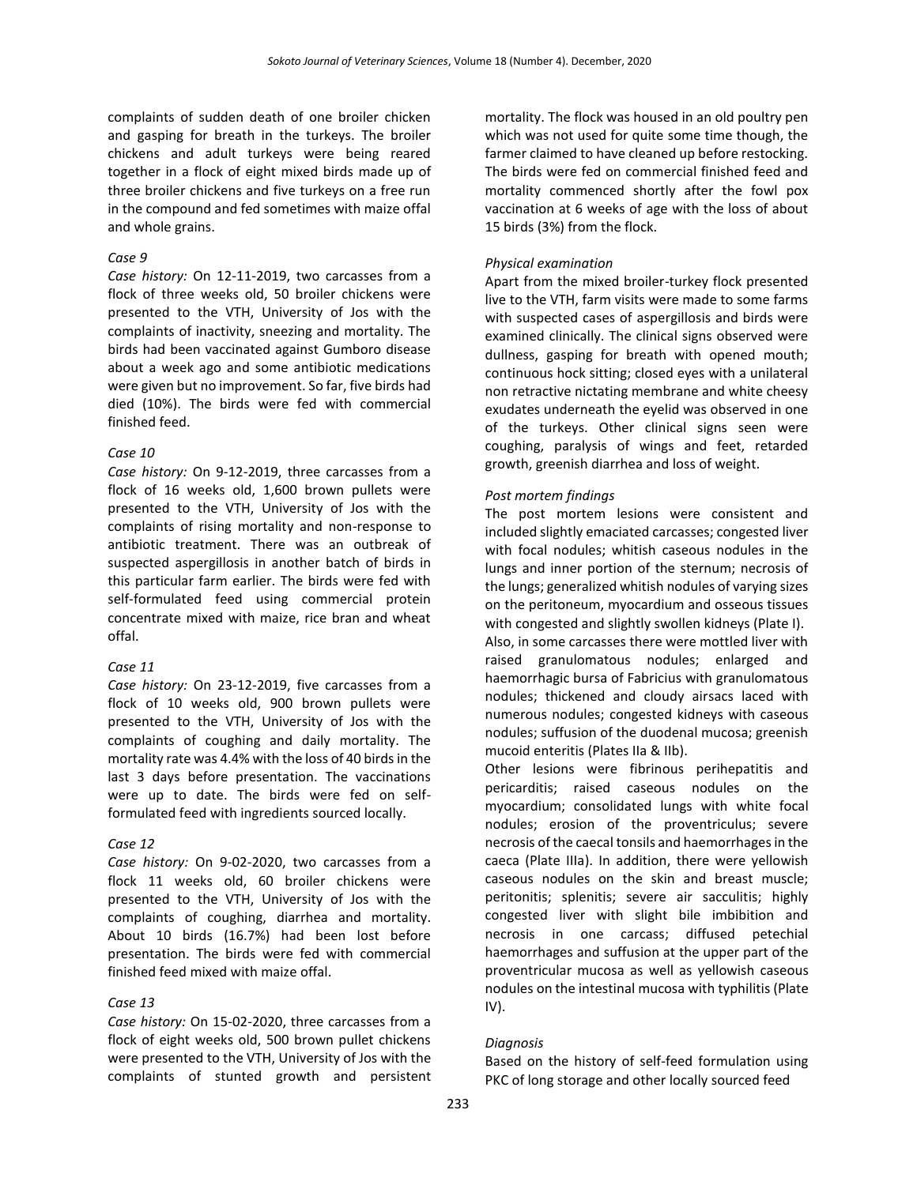complaints of sudden death of one broiler chicken and gasping for breath in the turkeys. The broiler chickens and adult turkeys were being reared together in a flock of eight mixed birds made up of three broiler chickens and five turkeys on a free run in the compound and fed sometimes with maize offal and whole grains.

*Case 9*

*Case history:* On 12-11-2019, two carcasses from a flock of three weeks old, 50 broiler chickens were presented to the VTH, University of Jos with the complaints of inactivity, sneezing and mortality. The birds had been vaccinated against Gumboro disease about a week ago and some antibiotic medications were given but no improvement. So far, five birds had died (10%). The birds were fed with commercial finished feed.

*Case 10*

*Case history:* On 9-12-2019, three carcasses from a flock of 16 weeks old, 1,600 brown pullets were presented to the VTH, University of Jos with the complaints of rising mortality and non-response to antibiotic treatment. There was an outbreak of suspected aspergillosis in another batch of birds in this particular farm earlier. The birds were fed with self-formulated feed using commercial protein concentrate mixed with maize, rice bran and wheat offal.

*Case 11*

*Case history:* On 23-12-2019, five carcasses from a flock of 10 weeks old, 900 brown pullets were presented to the VTH, University of Jos with the complaints of coughing and daily mortality. The mortality rate was 4.4% with the loss of 40 birds in the last 3 days before presentation. The vaccinations were up to date. The birds were fed on self-formulated feed with ingredients sourced locally.

*Case 12*

*Case history:* On 9-02-2020, two carcasses from a flock 11 weeks old, 60 broiler chickens were presented to the VTH, University of Jos with the complaints of coughing, diarrhea and mortality. About 10 birds (16.7%) had been lost before presentation. The birds were fed with commercial finished feed mixed with maize offal.

*Case 13*

*Case history:* On 15-02-2020, three carcasses from a flock of eight weeks old, 500 brown pullet chickens were presented to the VTH, University of Jos with the complaints of stunted growth and persistent mortality. The flock was housed in an old poultry pen which was not used for quite some time though, the farmer claimed to have cleaned up before restocking. The birds were fed on commercial finished feed and mortality commenced shortly after the fowl pox vaccination at 6 weeks of age with the loss of about 15 birds (3%) from the flock.

*Physical examination*

Apart from the mixed broiler-turkey flock presented live to the VTH, farm visits were made to some farms with suspected cases of aspergillosis and birds were examined clinically. The clinical signs observed were dullness, gasping for breath with opened mouth; continuous hock sitting; closed eyes with a unilateral non retractive nictating membrane and white cheesy exudates underneath the eyelid was observed in one of the turkeys. Other clinical signs seen were coughing, paralysis of wings and feet, retarded growth, greenish diarrhea and loss of weight.

*Post mortem findings*

The post mortem lesions were consistent and included slightly emaciated carcasses; congested liver with focal nodules; whitish caseous nodules in the lungs and inner portion of the sternum; necrosis of the lungs; generalized whitish nodules of varying sizes on the peritoneum, myocardium and osseous tissues with congested and slightly swollen kidneys (Plate I). Also, in some carcasses there were mottled liver with raised granulomatous nodules; enlarged and haemorrhagic bursa of Fabricius with granulomatous nodules; thickened and cloudy airsacs laced with numerous nodules; congested kidneys with caseous nodules; suffusion of the duodenal mucosa; greenish mucoid enteritis (Plates IIa & IIb).

Other lesions were fibrinous perihepatitis and pericarditis; raised caseous nodules on the myocardium; consolidated lungs with white focal nodules; erosion of the proventriculus; severe necrosis of the caecal tonsils and haemorrhages in the caeca (Plate IIIa). In addition, there were yellowish caseous nodules on the skin and breast muscle; peritonitis; splenitis; severe air sacculitis; highly congested liver with slight bile imbibition and necrosis in one carcass; diffused petechial haemorrhages and suffusion at the upper part of the proventricular mucosa as well as yellowish caseous nodules on the intestinal mucosa with typhilitis (Plate IV).

*Diagnosis*

Based on the history of self-feed formulation using PKC of long storage and other locally sourced feed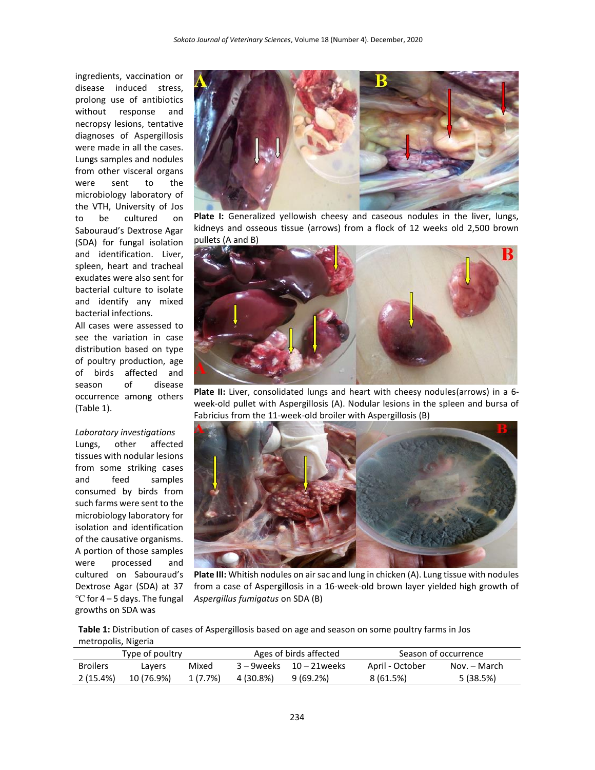ingredients, vaccination or disease induced stress, prolong use of antibiotics without response and necropsy lesions, tentative diagnoses of Aspergillosis were made in all the cases. Lungs samples and nodules from other visceral organs were sent to the microbiology laboratory of the VTH, University of Jos to be cultured on Sabouraud's Dextrose Agar (SDA) for fungal isolation and identification. Liver, spleen, heart and tracheal exudates were also sent for bacterial culture to isolate and identify any mixed bacterial infections.

All cases were assessed to see the variation in case distribution based on type of poultry production, age of birds affected and season of disease occurrence among others (Table 1).

*Laboratory investigations*

Lungs, other affected tissues with nodular lesions from some striking cases and feed samples consumed by birds from such farms were sent to the microbiology laboratory for isolation and identification of the causative organisms. A portion of those samples were processed and cultured on Sabouraud's Dextrose Agar (SDA) at 37 ℃ for 4 – 5 days. The fungal growths on SDA was

**Plate I:** Generalized yellowish cheesy and caseous nodules in the liver, lungs, kidneys and osseous tissue (arrows) from a flock of 12 weeks old 2,500 brown pullets (A and B)

**Plate II:** Liver, consolidated lungs and heart with cheesy nodules(arrows) in a 6-week-old pullet with Aspergillosis (A). Nodular lesions in the spleen and bursa of Fabricius from the 11-week-old broiler with Aspergillosis (B)

**Plate III:** Whitish nodules on air sac and lung in chicken (A). Lung tissue with nodules from a case of Aspergillosis in a 16-week-old brown layer yielded high growth of *Aspergillus fumigatus* on SDA (B)

**Table 1:** Distribution of cases of Aspergillosis based on age and season on some poultry farms in Jos metropolis, Nigeria

| Type of poultry | | | Ages of birds affected | | Season of occurrence | |
|---|---|---|---|---|---|---|
| Broilers | Layers | Mixed | 3 – 9weeks | 10 – 21weeks | April - October | Nov. – March |
| 2 (15.4%) | 10 (76.9%) | 1 (7.7%) | 4 (30.8%) | 9 (69.2%) | 8 (61.5%) | 5 (38.5%) |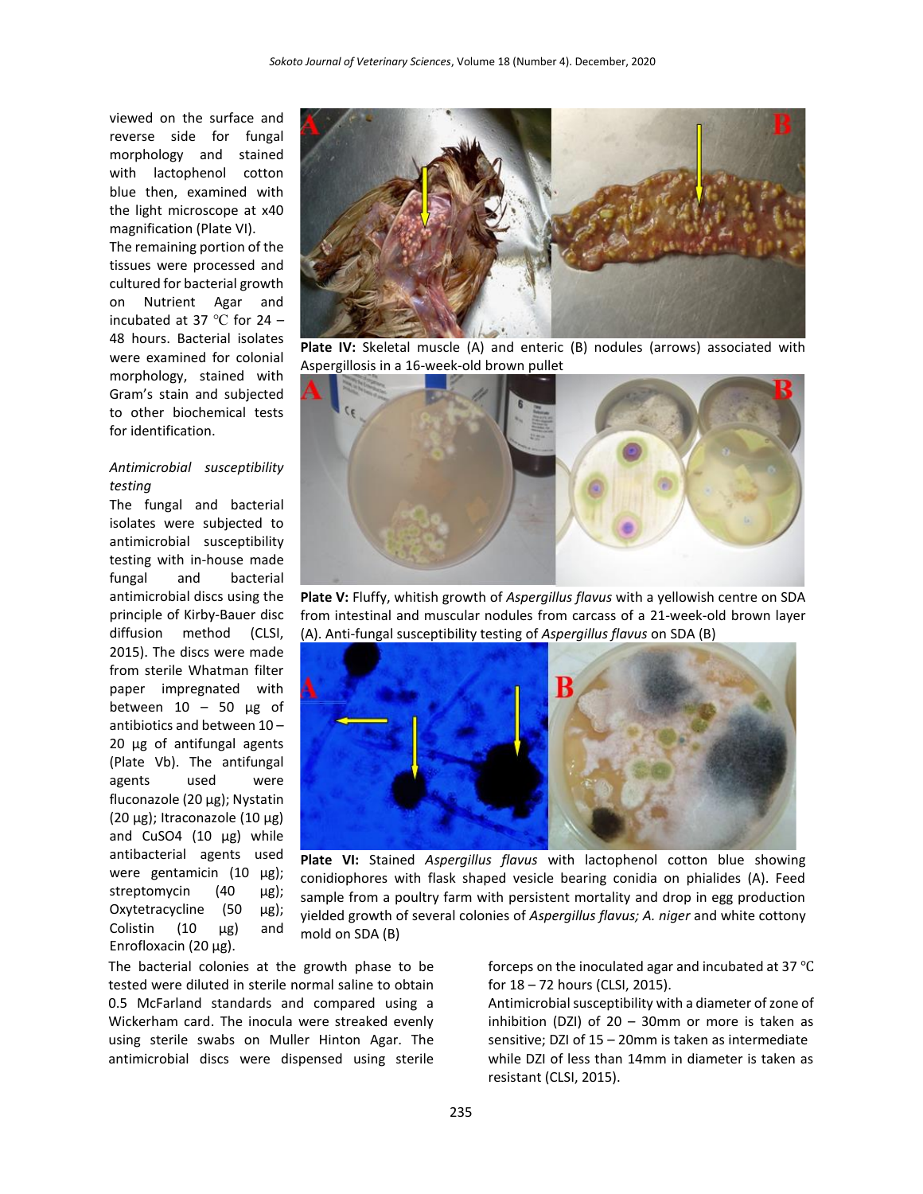viewed on the surface and reverse side for fungal morphology and stained with lactophenol cotton blue then, examined with the light microscope at x40 magnification (Plate VI).

The remaining portion of the tissues were processed and cultured for bacterial growth on Nutrient Agar and incubated at 37 ℃ for 24 – 48 hours. Bacterial isolates were examined for colonial morphology, stained with Gram's stain and subjected to other biochemical tests for identification.

**Plate IV:** Skeletal muscle (A) and enteric (B) nodules (arrows) associated with Aspergillosis in a 16-week-old brown pullet

**Plate V:** Fluffy, whitish growth of *Aspergillus flavus* with a yellowish centre on SDA from intestinal and muscular nodules from carcass of a 21-week-old brown layer (A). Anti-fungal susceptibility testing of *Aspergillus flavus* on SDA (B)

**Plate VI:** Stained *Aspergillus flavus* with lactophenol cotton blue showing conidiophores with flask shaped vesicle bearing conidia on phialides (A). Feed sample from a poultry farm with persistent mortality and drop in egg production yielded growth of several colonies of *Aspergillus flavus; A. niger* and white cottony mold on SDA (B)

*Antimicrobial susceptibility testing*

The fungal and bacterial isolates were subjected to antimicrobial susceptibility testing with in-house made fungal and bacterial antimicrobial discs using the principle of Kirby-Bauer disc diffusion method (CLSI, 2015). The discs were made from sterile Whatman filter paper impregnated with between 10 – 50 µg of antibiotics and between 10 – 20 µg of antifungal agents (Plate Vb). The antifungal agents used were fluconazole (20 µg); Nystatin (20 µg); Itraconazole (10 µg) and $CuSO_4$ (10 µg) while antibacterial agents used were gentamicin (10 µg); streptomycin (40 µg); Oxytetracycline (50 µg); Colistin (10 µg) and Enrofloxacin (20 µg).

The bacterial colonies at the growth phase to be tested were diluted in sterile normal saline to obtain 0.5 McFarland standards and compared using a Wickerham card. The inocula were streaked evenly using sterile swabs on Muller Hinton Agar. The antimicrobial discs were dispensed using sterile forceps on the inoculated agar and incubated at 37 ℃ for 18 – 72 hours (CLSI, 2015).

Antimicrobial susceptibility with a diameter of zone of inhibition (DZI) of 20 – 30mm or more is taken as sensitive; DZI of 15 – 20mm is taken as intermediate while DZI of less than 14mm in diameter is taken as resistant (CLSI, 2015).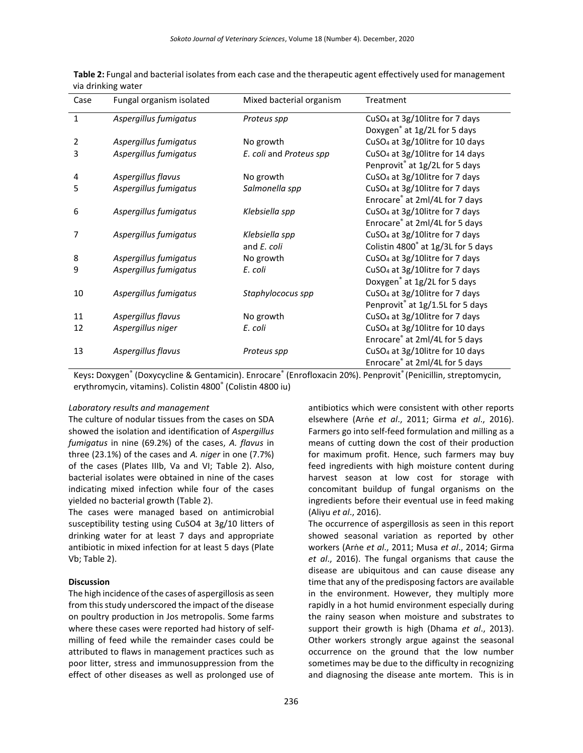**Table 2:** Fungal and bacterial isolates from each case and the therapeutic agent effectively used for management via drinking water

| Case | Fungal organism isolated | Mixed bacterial organism | Treatment |
|---|---|---|---|
| 1 | *Aspergillus fumigatus* | *Proteus spp* | $CuSO_4$ at 3g/10litre for 7 days<br>Doxygen® at 1g/2L for 5 days |
| 2 | *Aspergillus fumigatus* | No growth | $CuSO_4$ at 3g/10litre for 10 days |
| 3 | *Aspergillus fumigatus* | *E. coli* and *Proteus spp* | $CuSO_4$ at 3g/10litre for 14 days<br>Penprovit® at 1g/2L for 5 days |
| 4 | *Aspergillus flavus* | No growth | $CuSO_4$ at 3g/10litre for 7 days |
| 5 | *Aspergillus fumigatus* | *Salmonella spp* | $CuSO_4$ at 3g/10litre for 7 days<br>Enrocare® at 2ml/4L for 7 days |
| 6 | *Aspergillus fumigatus* | *Klebsiella spp* | $CuSO_4$ at 3g/10litre for 7 days<br>Enrocare® at 2ml/4L for 5 days |
| 7 | *Aspergillus fumigatus* | *Klebsiella spp* and *E. coli* | $CuSO_4$ at 3g/10litre for 7 days<br>Colistin 4800® at 1g/3L for 5 days |
| 8 | *Aspergillus fumigatus* | No growth | $CuSO_4$ at 3g/10litre for 7 days |
| 9 | *Aspergillus fumigatus* | *E. coli* | $CuSO_4$ at 3g/10litre for 7 days<br>Doxygen® at 1g/2L for 5 days |
| 10 | *Aspergillus fumigatus* | *Staphylococus spp* | $CuSO_4$ at 3g/10litre for 7 days<br>Penprovit® at 1g/1.5L for 5 days |
| 11 | *Aspergillus flavus* | No growth | $CuSO_4$ at 3g/10litre for 7 days |
| 12 | *Aspergillus niger* | *E. coli* | $CuSO_4$ at 3g/10litre for 10 days<br>Enrocare® at 2ml/4L for 5 days |
| 13 | *Aspergillus flavus* | *Proteus spp* | $CuSO_4$ at 3g/10litre for 10 days<br>Enrocare® at 2ml/4L for 5 days |

Keys: Doxygen® (Doxycycline & Gentamicin). Enrocare® (Enrofloxacin 20%). Penprovit® (Penicillin, streptomycin, erythromycin, vitamins). Colistin 4800® (Colistin 4800 iu)

*Laboratory results and management*

The culture of nodular tissues from the cases on SDA showed the isolation and identification of *Aspergillus fumigatus* in nine (69.2%) of the cases, *A. flavus* in three (23.1%) of the cases and *A. niger* in one (7.7%) of the cases (Plates IIIb, Va and VI; Table 2). Also, bacterial isolates were obtained in nine of the cases indicating mixed infection while four of the cases yielded no bacterial growth (Table 2).

The cases were managed based on antimicrobial susceptibility testing using CuSO4 at 3g/10 litters of drinking water for at least 7 days and appropriate antibiotic in mixed infection for at least 5 days (Plate Vb; Table 2).

**Discussion**

The high incidence of the cases of aspergillosis as seen from this study underscored the impact of the disease on poultry production in Jos metropolis. Some farms where these cases were reported had history of self-milling of feed while the remainder cases could be attributed to flaws in management practices such as poor litter, stress and immunosuppression from the effect of other diseases as well as prolonged use of antibiotics which were consistent with other reports elsewhere (Arṅe *et al*., 2011; Girma *et al*., 2016). Farmers go into self-feed formulation and milling as a means of cutting down the cost of their production for maximum profit. Hence, such farmers may buy feed ingredients with high moisture content during harvest season at low cost for storage with concomitant buildup of fungal organisms on the ingredients before their eventual use in feed making (Aliyu *et al*., 2016).

The occurrence of aspergillosis as seen in this report showed seasonal variation as reported by other workers (Arṅe *et al*., 2011; Musa *et al*., 2014; Girma *et al*., 2016). The fungal organisms that cause the disease are ubiquitous and can cause disease any time that any of the predisposing factors are available in the environment. However, they multiply more rapidly in a hot humid environment especially during the rainy season when moisture and substrates to support their growth is high (Dhama *et al*., 2013). Other workers strongly argue against the seasonal occurrence on the ground that the low number sometimes may be due to the difficulty in recognizing and diagnosing the disease ante mortem. This is in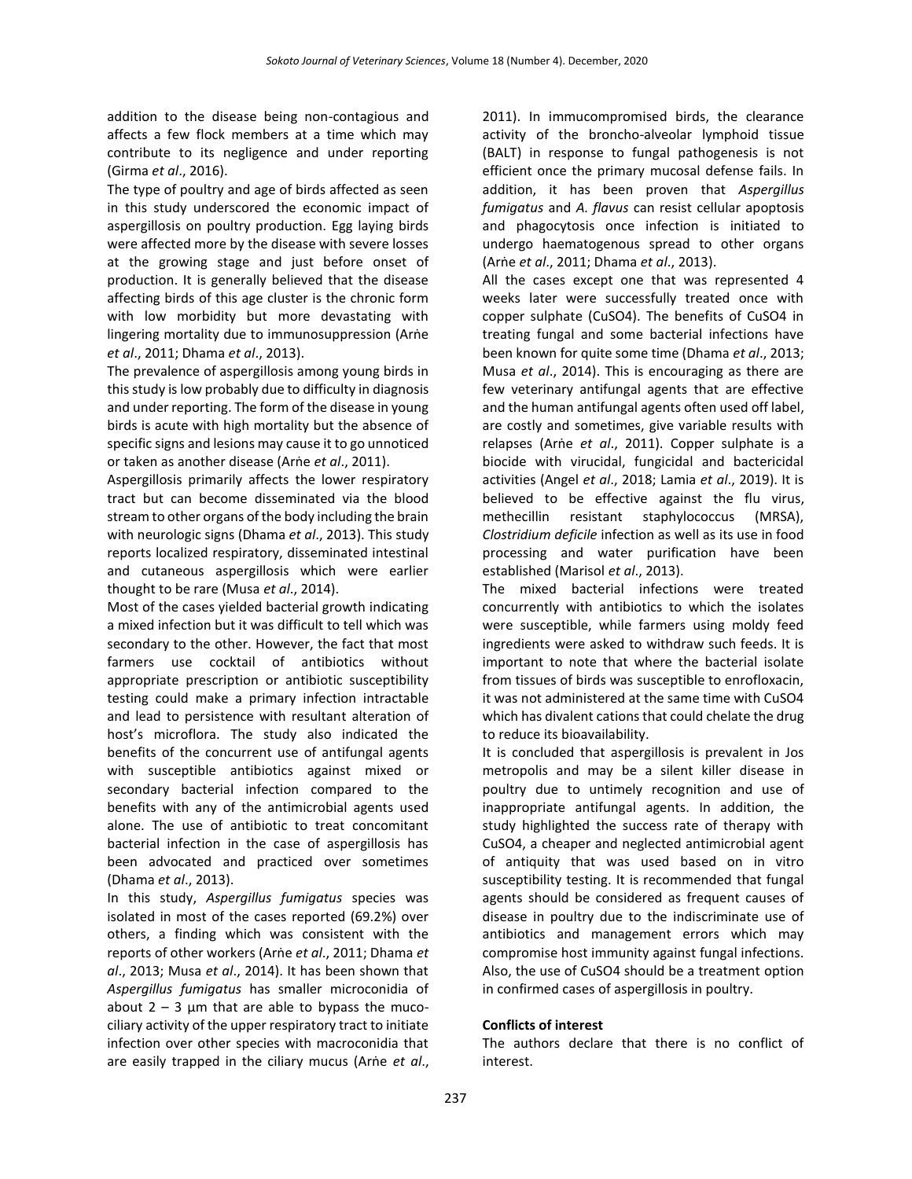addition to the disease being non-contagious and affects a few flock members at a time which may contribute to its negligence and under reporting (Girma *et al*., 2016).

The type of poultry and age of birds affected as seen in this study underscored the economic impact of aspergillosis on poultry production. Egg laying birds were affected more by the disease with severe losses at the growing stage and just before onset of production. It is generally believed that the disease affecting birds of this age cluster is the chronic form with low morbidity but more devastating with lingering mortality due to immunosuppression (Arṅe *et al*., 2011; Dhama *et al*., 2013).

The prevalence of aspergillosis among young birds in this study is low probably due to difficulty in diagnosis and under reporting. The form of the disease in young birds is acute with high mortality but the absence of specific signs and lesions may cause it to go unnoticed or taken as another disease (Arṅe *et al*., 2011).

Aspergillosis primarily affects the lower respiratory tract but can become disseminated via the blood stream to other organs of the body including the brain with neurologic signs (Dhama *et al*., 2013). This study reports localized respiratory, disseminated intestinal and cutaneous aspergillosis which were earlier thought to be rare (Musa *et al*., 2014).

Most of the cases yielded bacterial growth indicating a mixed infection but it was difficult to tell which was secondary to the other. However, the fact that most farmers use cocktail of antibiotics without appropriate prescription or antibiotic susceptibility testing could make a primary infection intractable and lead to persistence with resultant alteration of host's microflora. The study also indicated the benefits of the concurrent use of antifungal agents with susceptible antibiotics against mixed or secondary bacterial infection compared to the benefits with any of the antimicrobial agents used alone. The use of antibiotic to treat concomitant bacterial infection in the case of aspergillosis has been advocated and practiced over sometimes (Dhama *et al*., 2013).

In this study, *Aspergillus fumigatus* species was isolated in most of the cases reported (69.2%) over others, a finding which was consistent with the reports of other workers (Arṅe *et al*., 2011; Dhama *et al*., 2013; Musa *et al*., 2014). It has been shown that *Aspergillus fumigatus* has smaller microconidia of about 2 – 3 µm that are able to bypass the muco-ciliary activity of the upper respiratory tract to initiate infection over other species with macroconidia that are easily trapped in the ciliary mucus (Arṅe *et al*., 2011). In immucompromised birds, the clearance activity of the broncho-alveolar lymphoid tissue (BALT) in response to fungal pathogenesis is not efficient once the primary mucosal defense fails. In addition, it has been proven that *Aspergillus fumigatus* and *A. flavus* can resist cellular apoptosis and phagocytosis once infection is initiated to undergo haematogenous spread to other organs (Arṅe *et al*., 2011; Dhama *et al*., 2013).

All the cases except one that was represented 4 weeks later were successfully treated once with copper sulphate (CuSO4). The benefits of CuSO4 in treating fungal and some bacterial infections have been known for quite some time (Dhama *et al*., 2013; Musa *et al*., 2014). This is encouraging as there are few veterinary antifungal agents that are effective and the human antifungal agents often used off label, are costly and sometimes, give variable results with relapses (Arṅe *et al*., 2011). Copper sulphate is a biocide with virucidal, fungicidal and bactericidal activities (Angel *et al*., 2018; Lamia *et al*., 2019). It is believed to be effective against the flu virus, methecillin resistant staphylococcus (MRSA), *Clostridium deficile* infection as well as its use in food processing and water purification have been established (Marisol *et al*., 2013).

The mixed bacterial infections were treated concurrently with antibiotics to which the isolates were susceptible, while farmers using moldy feed ingredients were asked to withdraw such feeds. It is important to note that where the bacterial isolate from tissues of birds was susceptible to enrofloxacin, it was not administered at the same time with CuSO4 which has divalent cations that could chelate the drug to reduce its bioavailability.

It is concluded that aspergillosis is prevalent in Jos metropolis and may be a silent killer disease in poultry due to untimely recognition and use of inappropriate antifungal agents. In addition, the study highlighted the success rate of therapy with CuSO4, a cheaper and neglected antimicrobial agent of antiquity that was used based on in vitro susceptibility testing. It is recommended that fungal agents should be considered as frequent causes of disease in poultry due to the indiscriminate use of antibiotics and management errors which may compromise host immunity against fungal infections. Also, the use of CuSO4 should be a treatment option in confirmed cases of aspergillosis in poultry.

**Conflicts of interest**

The authors declare that there is no conflict of interest.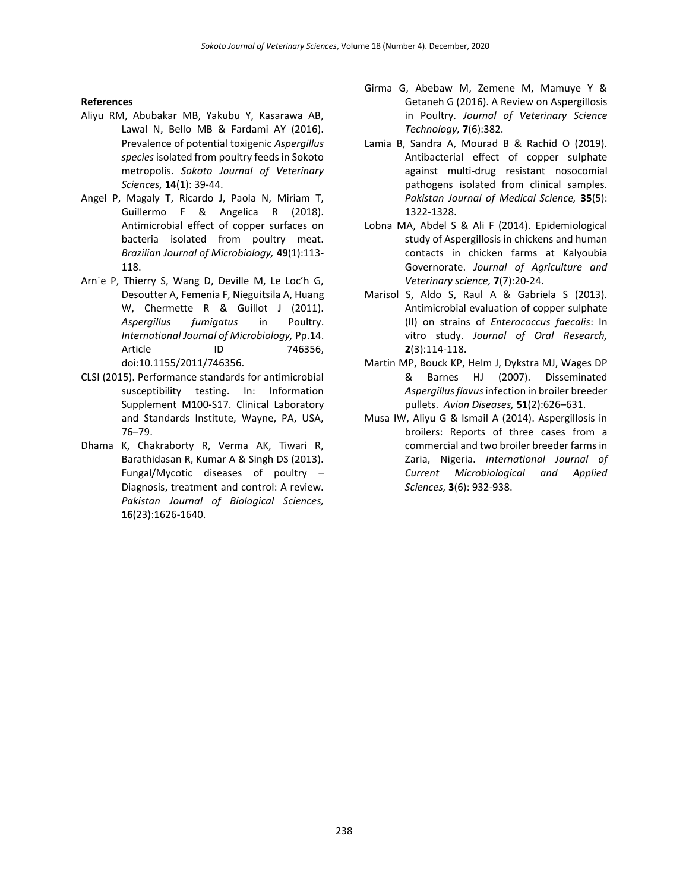**References**

Aliyu RM, Abubakar MB, Yakubu Y, Kasarawa AB, Lawal N, Bello MB & Fardami AY (2016). Prevalence of potential toxigenic *Aspergillus species* isolated from poultry feeds in Sokoto metropolis. *Sokoto Journal of Veterinary Sciences,* **14**(1): 39-44.

Angel P, Magaly T, Ricardo J, Paola N, Miriam T, Guillermo F & Angelica R (2018). Antimicrobial effect of copper surfaces on bacteria isolated from poultry meat. *Brazilian Journal of Microbiology,* **49**(1):113-118.

Arn´e P, Thierry S, Wang D, Deville M, Le Loc'h G, Desoutter A, Femenia F, Nieguitsila A, Huang W, Chermette R & Guillot J (2011). *Aspergillus fumigatus* in Poultry. *International Journal of Microbiology,* Pp.14. Article ID 746356, doi:10.1155/2011/746356.

CLSI (2015). Performance standards for antimicrobial susceptibility testing. In: Information Supplement M100-S17. Clinical Laboratory and Standards Institute, Wayne, PA, USA, 76–79.

Dhama K, Chakraborty R, Verma AK, Tiwari R, Barathidasan R, Kumar A & Singh DS (2013). Fungal/Mycotic diseases of poultry – Diagnosis, treatment and control: A review. *Pakistan Journal of Biological Sciences,* **16**(23):1626-1640.

Girma G, Abebaw M, Zemene M, Mamuye Y & Getaneh G (2016). A Review on Aspergillosis in Poultry. *Journal of Veterinary Science Technology,* **7**(6):382.

Lamia B, Sandra A, Mourad B & Rachid O (2019). Antibacterial effect of copper sulphate against multi-drug resistant nosocomial pathogens isolated from clinical samples. *Pakistan Journal of Medical Science,* **35**(5): 1322-1328.

Lobna MA, Abdel S & Ali F (2014). Epidemiological study of Aspergillosis in chickens and human contacts in chicken farms at Kalyoubia Governorate. *Journal of Agriculture and Veterinary science,* **7**(7):20-24.

Marisol S, Aldo S, Raul A & Gabriela S (2013). Antimicrobial evaluation of copper sulphate (II) on strains of *Enterococcus faecalis*: In vitro study. *Journal of Oral Research,* **2**(3):114-118.

Martin MP, Bouck KP, Helm J, Dykstra MJ, Wages DP & Barnes HJ (2007). Disseminated *Aspergillus flavus* infection in broiler breeder pullets. *Avian Diseases,* **51**(2):626–631.

Musa IW, Aliyu G & Ismail A (2014). Aspergillosis in broilers: Reports of three cases from a commercial and two broiler breeder farms in Zaria, Nigeria. *International Journal of Current Microbiological and Applied Sciences,* **3**(6): 932-938.